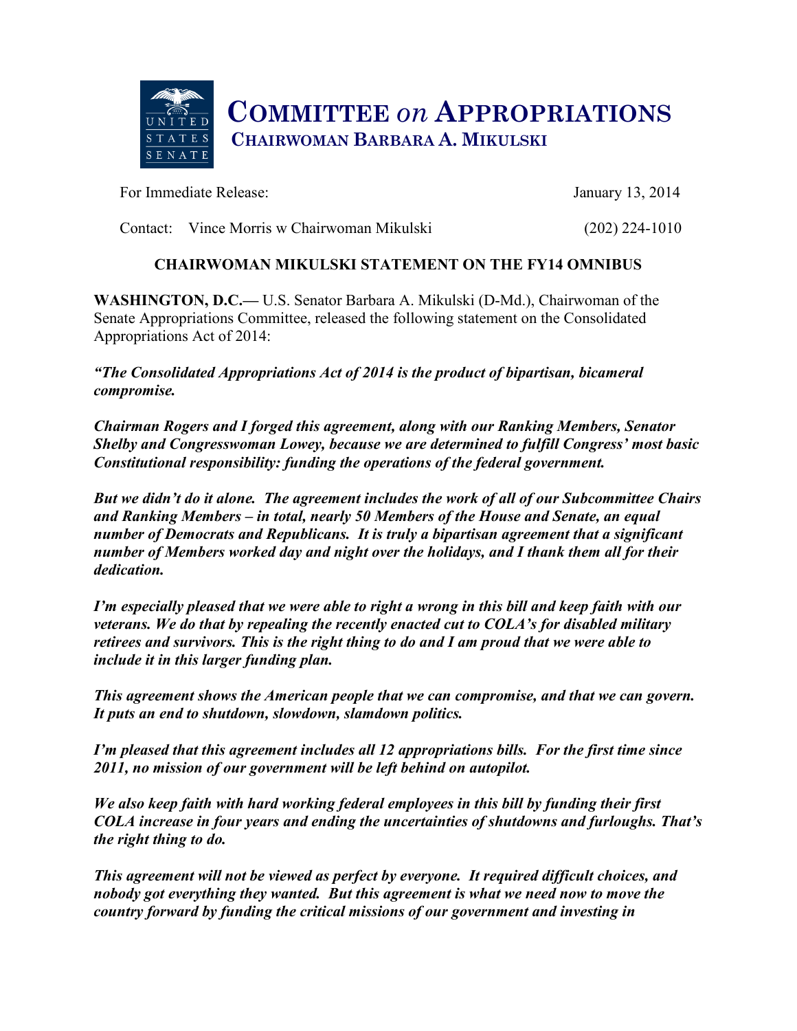# COMMITTEE *on* APPROPRIATIONS

## CHAIRWOMAN BARBARA A. MIKULSKI

For Immediate Release: January 13, 2014

Contact: Vince Morris w Chairwoman Mikulski (202) 224-1010

### CHAIRWOMAN MIKULSKI STATEMENT ON THE FY14 OMNIBUS

**WASHINGTON, D.C.—** U.S. Senator Barbara A. Mikulski (D-Md.), Chairwoman of the Senate Appropriations Committee, released the following statement on the Consolidated Appropriations Act of 2014:

***"The Consolidated Appropriations Act of 2014 is the product of bipartisan, bicameral compromise.***

***Chairman Rogers and I forged this agreement, along with our Ranking Members, Senator Shelby and Congresswoman Lowey, because we are determined to fulfill Congress' most basic Constitutional responsibility: funding the operations of the federal government.***

***But we didn't do it alone. The agreement includes the work of all of our Subcommittee Chairs and Ranking Members – in total, nearly 50 Members of the House and Senate, an equal number of Democrats and Republicans. It is truly a bipartisan agreement that a significant number of Members worked day and night over the holidays, and I thank them all for their dedication.***

***I'm especially pleased that we were able to right a wrong in this bill and keep faith with our veterans. We do that by repealing the recently enacted cut to COLA's for disabled military retirees and survivors. This is the right thing to do and I am proud that we were able to include it in this larger funding plan.***

***This agreement shows the American people that we can compromise, and that we can govern. It puts an end to shutdown, slowdown, slamdown politics.***

***I'm pleased that this agreement includes all 12 appropriations bills. For the first time since 2011, no mission of our government will be left behind on autopilot.***

***We also keep faith with hard working federal employees in this bill by funding their first COLA increase in four years and ending the uncertainties of shutdowns and furloughs. That's the right thing to do.***

***This agreement will not be viewed as perfect by everyone. It required difficult choices, and nobody got everything they wanted. But this agreement is what we need now to move the country forward by funding the critical missions of our government and investing in***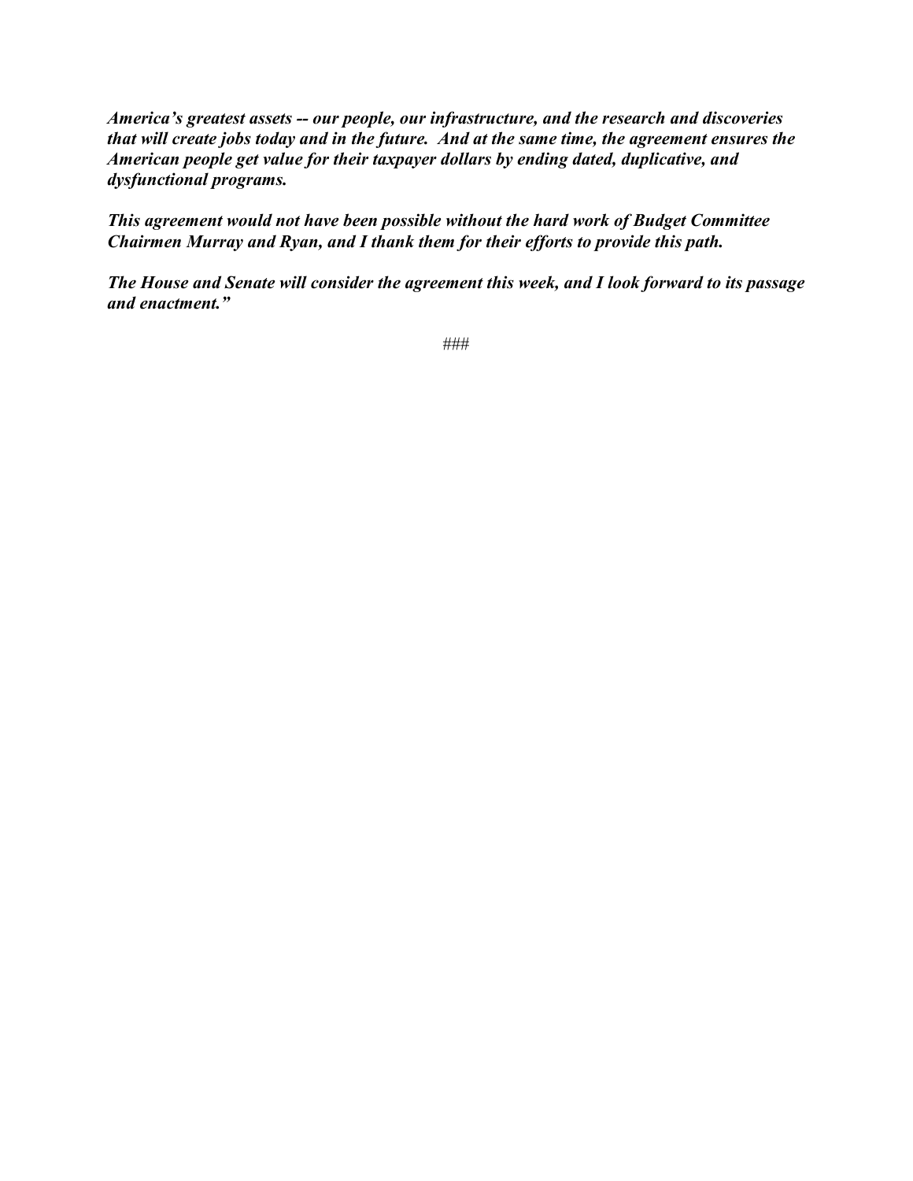***America's greatest assets -- our people, our infrastructure, and the research and discoveries that will create jobs today and in the future.  And at the same time, the agreement ensures the American people get value for their taxpayer dollars by ending dated, duplicative, and dysfunctional programs.***

***This agreement would not have been possible without the hard work of Budget Committee Chairmen Murray and Ryan, and I thank them for their efforts to provide this path.***

***The House and Senate will consider the agreement this week, and I look forward to its passage and enactment."***

###